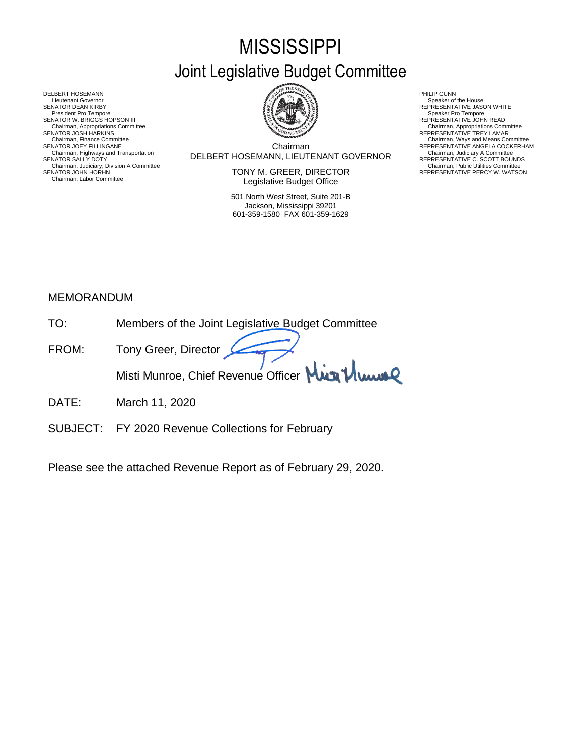# MISSISSIPPI

## Joint Legislative Budget Committee

DELBERT HOSEMANN
Lieutenant Governor
SENATOR DEAN KIRBY
President Pro Tempore
SENATOR W. BRIGGS HOPSON III
Chairman, Appropriations Committee
SENATOR JOSH HARKINS
Chairman, Finance Committee
SENATOR JOEY FILLINGANE
Chairman, Highways and Transportation
SENATOR SALLY DOTY
Chairman, Judiciary, Division A Committee
SENATOR JOHN HORHN
Chairman, Labor Committee

Chairman
DELBERT HOSEMANN, LIEUTENANT GOVERNOR

TONY M. GREER, DIRECTOR
Legislative Budget Office

501 North West Street, Suite 201-B
Jackson, Mississippi 39201
601-359-1580 FAX 601-359-1629

PHILIP GUNN
Speaker of the House
REPRESENTATIVE JASON WHITE
Speaker Pro Tempore
REPRESENTATIVE JOHN READ
Chairman, Appropriations Committee
REPRESENTATIVE TREY LAMAR
Chairman, Ways and Means Committee
REPRESENTATIVE ANGELA COCKERHAM
Chairman, Judiciary A Committee
REPRESENTATIVE C. SCOTT BOUNDS
Chairman, Public Utilities Committee
REPRESENTATIVE PERCY W. WATSON

MEMORANDUM

TO: Members of the Joint Legislative Budget Committee

FROM: Tony Greer, Director
Misti Munroe, Chief Revenue Officer

DATE: March 11, 2020

SUBJECT: FY 2020 Revenue Collections for February

Please see the attached Revenue Report as of February 29, 2020.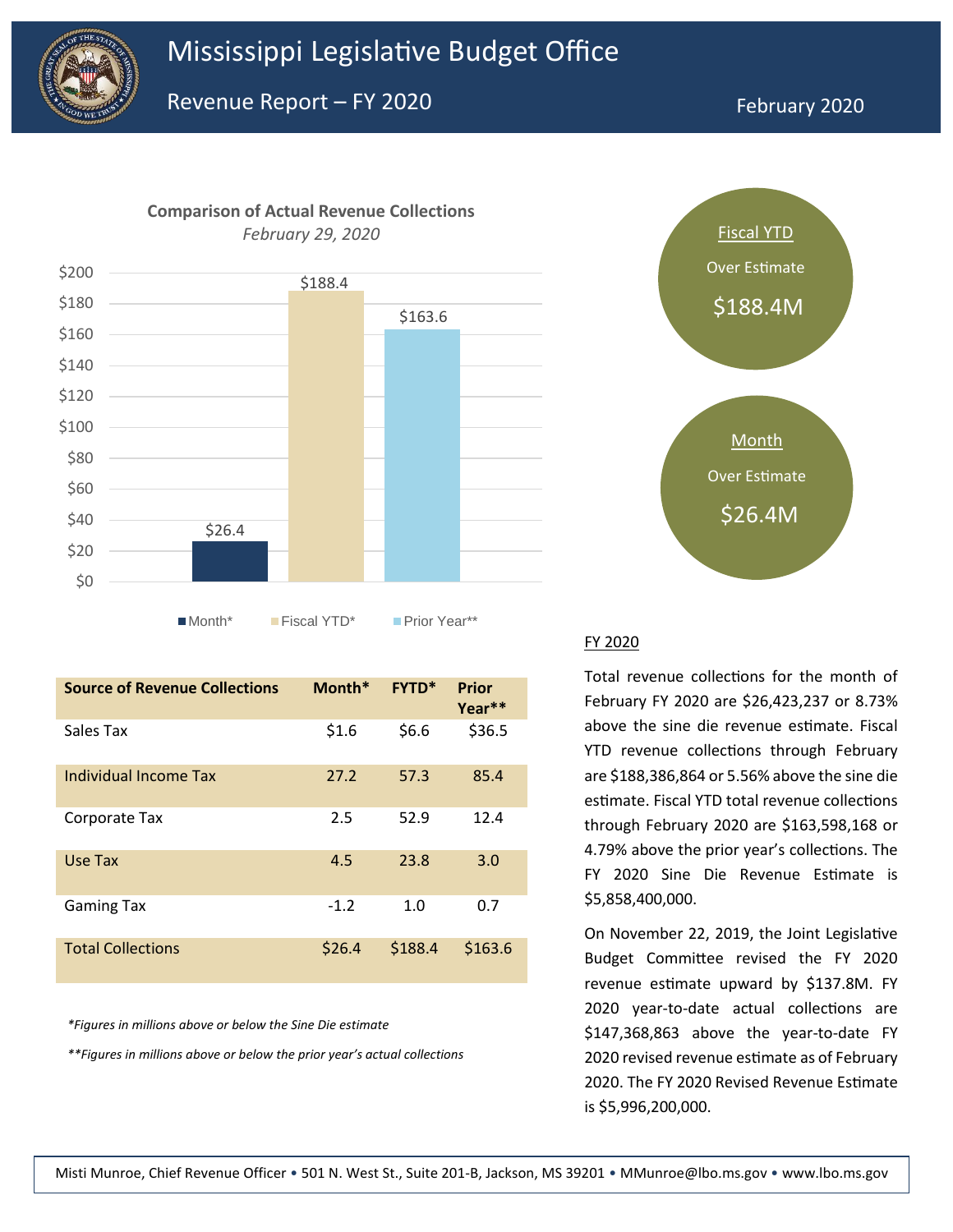# Mississippi Legislative Budget Office

## Revenue Report – FY 2020

February 2020

**Comparison of Actual Revenue Collections**

*February 29, 2020*

| | Month* | Fiscal YTD* | Prior Year** |
|---|---|---|---|
| | $26.4 | $188.4 | $163.6 |

Fiscal YTD
Over Estimate
$188.4M

Month
Over Estimate
$26.4M

| Source of Revenue Collections | Month* | FYTD* | Prior Year** |
|---|---|---|---|
| Sales Tax | $1.6 | $6.6 | $36.5 |
| Individual Income Tax | 27.2 | 57.3 | 85.4 |
| Corporate Tax | 2.5 | 52.9 | 12.4 |
| Use Tax | 4.5 | 23.8 | 3.0 |
| Gaming Tax | -1.2 | 1.0 | 0.7 |
| Total Collections | $26.4 | $188.4 | $163.6 |

*\*Figures in millions above or below the Sine Die estimate*

*\*\*Figures in millions above or below the prior year's actual collections*

### FY 2020

Total revenue collections for the month of February FY 2020 are $26,423,237 or 8.73% above the sine die revenue estimate. Fiscal YTD revenue collections through February are $188,386,864 or 5.56% above the sine die estimate. Fiscal YTD total revenue collections through February 2020 are $163,598,168 or 4.79% above the prior year's collections. The FY 2020 Sine Die Revenue Estimate is $5,858,400,000.

On November 22, 2019, the Joint Legislative Budget Committee revised the FY 2020 revenue estimate upward by $137.8M. FY 2020 year-to-date actual collections are $147,368,863 above the year-to-date FY 2020 revised revenue estimate as of February 2020. The FY 2020 Revised Revenue Estimate is $5,996,200,000.

Misti Munroe, Chief Revenue Officer • 501 N. West St., Suite 201-B, Jackson, MS 39201 • MMunroe@lbo.ms.gov • www.lbo.ms.gov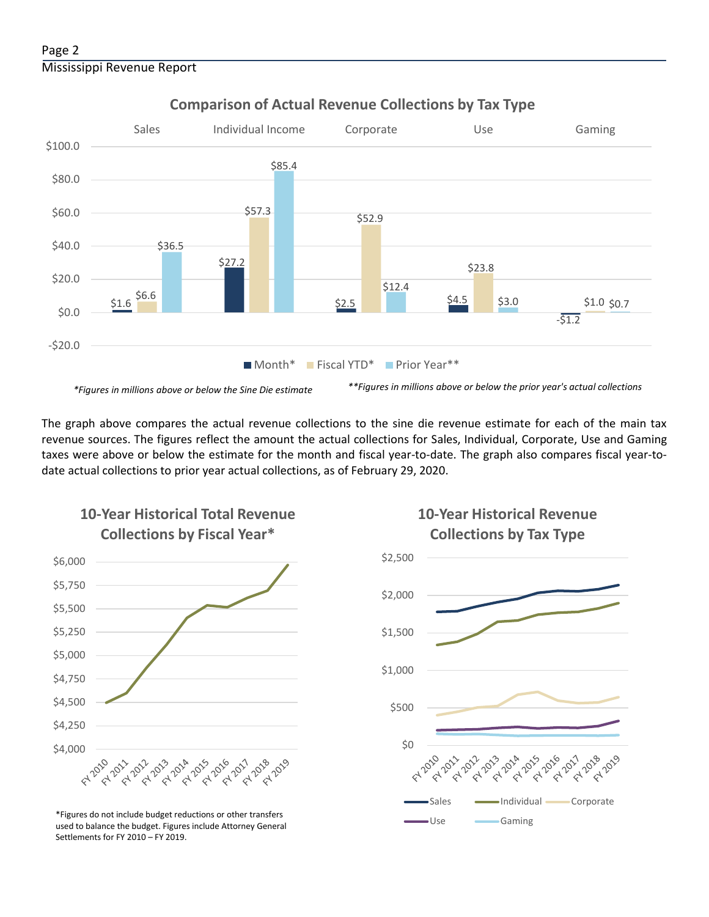## Comparison of Actual Revenue Collections by Tax Type

| | Sales | Individual Income | Corporate | Use | Gaming |
|---|---|---|---|---|---|
| Month* | $1.6 | $27.2 | $2.5 | $4.5 | -$1.2 |
| Fiscal YTD* | $6.6 | $57.3 | $52.9 | $23.8 | $1.0 |
| Prior Year** | $36.5 | $85.4 | $12.4 | $3.0 | $0.7 |

*\*Figures in millions above or below the Sine Die estimate*

*\*\*Figures in millions above or below the prior year's actual collections*

The graph above compares the actual revenue collections to the sine die revenue estimate for each of the main tax revenue sources. The figures reflect the amount the actual collections for Sales, Individual, Corporate, Use and Gaming taxes were above or below the estimate for the month and fiscal year-to-date. The graph also compares fiscal year-to-date actual collections to prior year actual collections, as of February 29, 2020.

## 10-Year Historical Total Revenue Collections by Fiscal Year*

\*Figures do not include budget reductions or other transfers used to balance the budget. Figures include Attorney General Settlements for FY 2010 – FY 2019.

## 10-Year Historical Revenue Collections by Tax Type

Sales, Individual, Corporate, Use, Gaming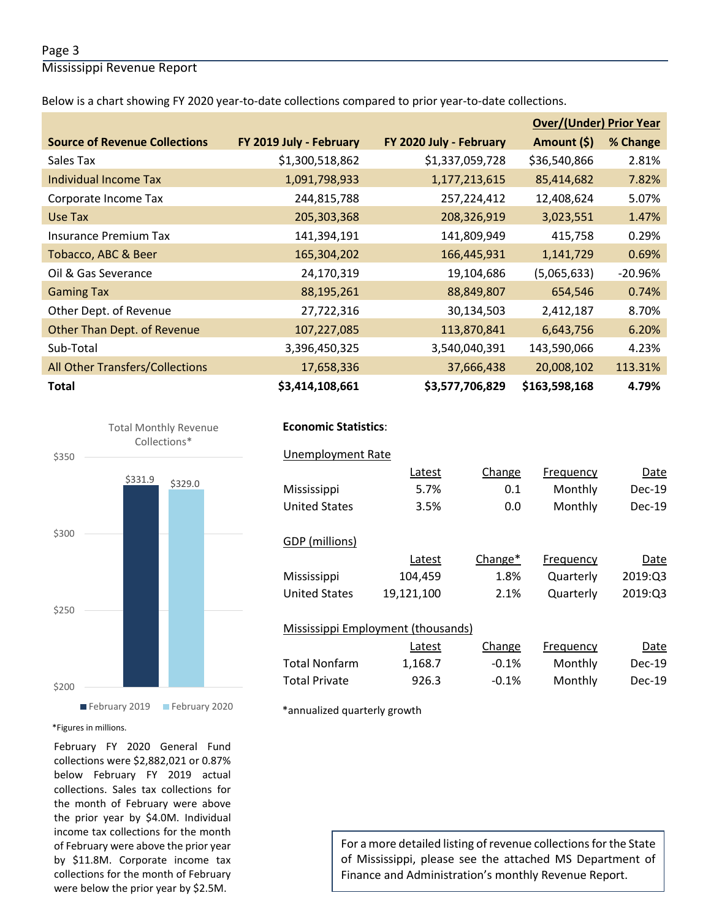Below is a chart showing FY 2020 year-to-date collections compared to prior year-to-date collections.

| Source of Revenue Collections | FY 2019 July - February | FY 2020 July - February | Over/(Under) Prior Year Amount ($) | % Change |
|---|---|---|---|---|
| Sales Tax | $1,300,518,862 | $1,337,059,728 | $36,540,866 | 2.81% |
| Individual Income Tax | 1,091,798,933 | 1,177,213,615 | 85,414,682 | 7.82% |
| Corporate Income Tax | 244,815,788 | 257,224,412 | 12,408,624 | 5.07% |
| Use Tax | 205,303,368 | 208,326,919 | 3,023,551 | 1.47% |
| Insurance Premium Tax | 141,394,191 | 141,809,949 | 415,758 | 0.29% |
| Tobacco, ABC & Beer | 165,304,202 | 166,445,931 | 1,141,729 | 0.69% |
| Oil & Gas Severance | 24,170,319 | 19,104,686 | (5,065,633) | -20.96% |
| Gaming Tax | 88,195,261 | 88,849,807 | 654,546 | 0.74% |
| Other Dept. of Revenue | 27,722,316 | 30,134,503 | 2,412,187 | 8.70% |
| Other Than Dept. of Revenue | 107,227,085 | 113,870,841 | 6,643,756 | 6.20% |
| Sub-Total | 3,396,450,325 | 3,540,040,391 | 143,590,066 | 4.23% |
| All Other Transfers/Collections | 17,658,336 | 37,666,438 | 20,008,102 | 113.31% |
| **Total** | **$3,414,108,661** | **$3,577,706,829** | **$163,598,168** | **4.79%** |

Total Monthly Revenue Collections*

| | February 2019 | February 2020 |
|---|---|---|
| Total Monthly Revenue Collections | $331.9 | $329.0 |

*Figures in millions.

February FY 2020 General Fund collections were $2,882,021 or 0.87% below February FY 2019 actual collections. Sales tax collections for the month of February were above the prior year by $4.0M. Individual income tax collections for the month of February were above the prior year by $11.8M. Corporate income tax collections for the month of February were below the prior year by $2.5M.

**Economic Statistics**:

Unemployment Rate

| | Latest | Change | Frequency | Date |
|---|---|---|---|---|
| Mississippi | 5.7% | 0.1 | Monthly | Dec-19 |
| United States | 3.5% | 0.0 | Monthly | Dec-19 |

GDP (millions)

| | Latest | Change* | Frequency | Date |
|---|---|---|---|---|
| Mississippi | 104,459 | 1.8% | Quarterly | 2019:Q3 |
| United States | 19,121,100 | 2.1% | Quarterly | 2019:Q3 |

Mississippi Employment (thousands)

| | Latest | Change | Frequency | Date |
|---|---|---|---|---|
| Total Nonfarm | 1,168.7 | -0.1% | Monthly | Dec-19 |
| Total Private | 926.3 | -0.1% | Monthly | Dec-19 |

*annualized quarterly growth

For a more detailed listing of revenue collections for the State of Mississippi, please see the attached MS Department of Finance and Administration's monthly Revenue Report.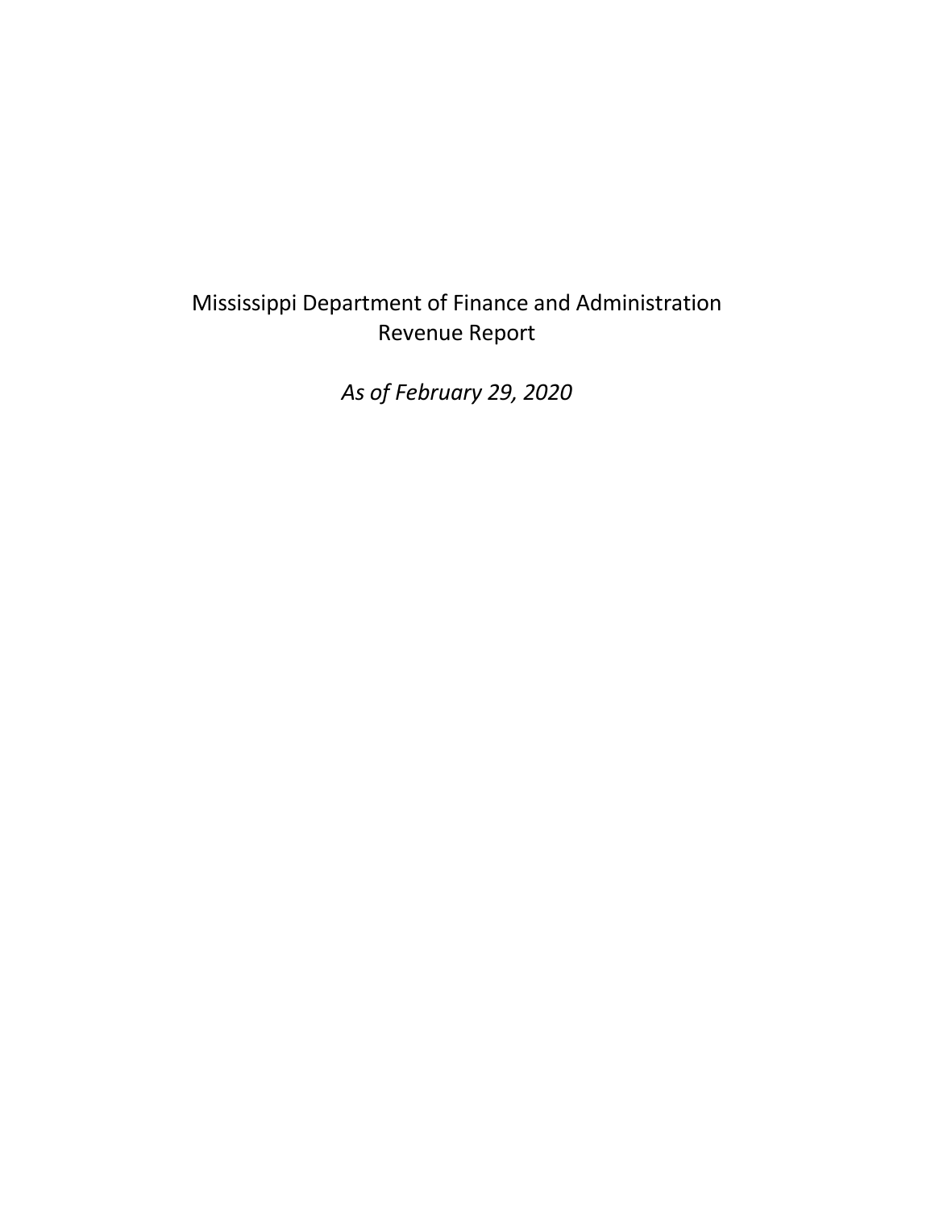Mississippi Department of Finance and Administration
Revenue Report

*As of February 29, 2020*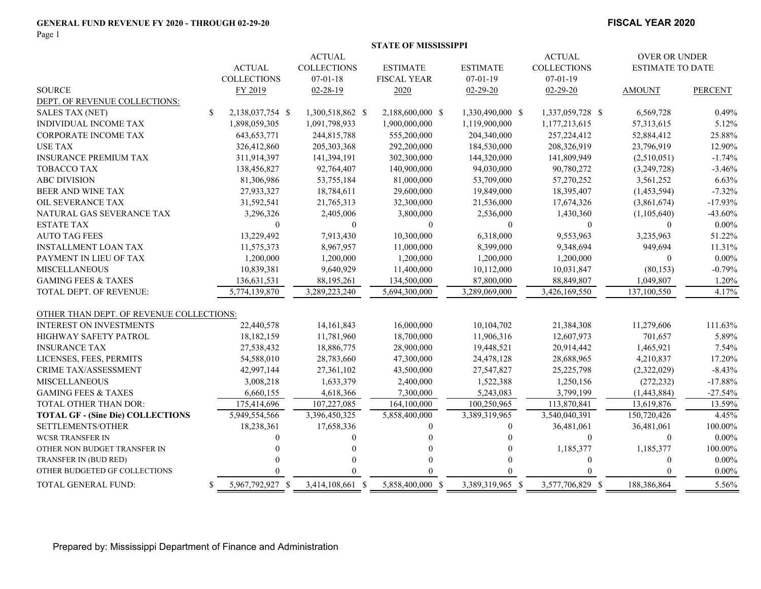**GENERAL FUND REVENUE FY 2020 - THROUGH 02-29-20**

**FISCAL YEAR 2020**

**STATE OF MISSISSIPPI**

| SOURCE | ACTUAL COLLECTIONS FY 2019 | ACTUAL COLLECTIONS 07-01-18 02-28-19 | ESTIMATE FISCAL YEAR 2020 | ESTIMATE 07-01-19 02-29-20 | ACTUAL COLLECTIONS 07-01-19 02-29-20 | OVER OR UNDER ESTIMATE TO DATE AMOUNT | PERCENT |
|---|---|---|---|---|---|---|---|
| DEPT. OF REVENUE COLLECTIONS: | | | | | | | |
| SALES TAX (NET) | $ 2,138,037,754 | $ 1,300,518,862 | $ 2,188,600,000 | $ 1,330,490,000 | $ 1,337,059,728 | $ 6,569,728 | 0.49% |
| INDIVIDUAL INCOME TAX | 1,898,059,305 | 1,091,798,933 | 1,900,000,000 | 1,119,900,000 | 1,177,213,615 | 57,313,615 | 5.12% |
| CORPORATE INCOME TAX | 643,653,771 | 244,815,788 | 555,200,000 | 204,340,000 | 257,224,412 | 52,884,412 | 25.88% |
| USE TAX | 326,412,860 | 205,303,368 | 292,200,000 | 184,530,000 | 208,326,919 | 23,796,919 | 12.90% |
| INSURANCE PREMIUM TAX | 311,914,397 | 141,394,191 | 302,300,000 | 144,320,000 | 141,809,949 | (2,510,051) | -1.74% |
| TOBACCO TAX | 138,456,827 | 92,764,407 | 140,900,000 | 94,030,000 | 90,780,272 | (3,249,728) | -3.46% |
| ABC DIVISION | 81,306,986 | 53,755,184 | 81,000,000 | 53,709,000 | 57,270,252 | 3,561,252 | 6.63% |
| BEER AND WINE TAX | 27,933,327 | 18,784,611 | 29,600,000 | 19,849,000 | 18,395,407 | (1,453,594) | -7.32% |
| OIL SEVERANCE TAX | 31,592,541 | 21,765,313 | 32,300,000 | 21,536,000 | 17,674,326 | (3,861,674) | -17.93% |
| NATURAL GAS SEVERANCE TAX | 3,296,326 | 2,405,006 | 3,800,000 | 2,536,000 | 1,430,360 | (1,105,640) | -43.60% |
| ESTATE TAX | 0 | 0 | 0 | 0 | 0 | 0 | 0.00% |
| AUTO TAG FEES | 13,229,492 | 7,913,430 | 10,300,000 | 6,318,000 | 9,553,963 | 3,235,963 | 51.22% |
| INSTALLMENT LOAN TAX | 11,575,373 | 8,967,957 | 11,000,000 | 8,399,000 | 9,348,694 | 949,694 | 11.31% |
| PAYMENT IN LIEU OF TAX | 1,200,000 | 1,200,000 | 1,200,000 | 1,200,000 | 1,200,000 | 0 | 0.00% |
| MISCELLANEOUS | 10,839,381 | 9,640,929 | 11,400,000 | 10,112,000 | 10,031,847 | (80,153) | -0.79% |
| GAMING FEES & TAXES | 136,631,531 | 88,195,261 | 134,500,000 | 87,800,000 | 88,849,807 | 1,049,807 | 1.20% |
| TOTAL DEPT. OF REVENUE: | 5,774,139,870 | 3,289,223,240 | 5,694,300,000 | 3,289,069,000 | 3,426,169,550 | 137,100,550 | 4.17% |
| OTHER THAN DEPT. OF REVENUE COLLECTIONS: | | | | | | | |
| INTEREST ON INVESTMENTS | 22,440,578 | 14,161,843 | 16,000,000 | 10,104,702 | 21,384,308 | 11,279,606 | 111.63% |
| HIGHWAY SAFETY PATROL | 18,182,159 | 11,781,960 | 18,700,000 | 11,906,316 | 12,607,973 | 701,657 | 5.89% |
| INSURANCE TAX | 27,538,432 | 18,886,775 | 28,900,000 | 19,448,521 | 20,914,442 | 1,465,921 | 7.54% |
| LICENSES, FEES, PERMITS | 54,588,010 | 28,783,660 | 47,300,000 | 24,478,128 | 28,688,965 | 4,210,837 | 17.20% |
| CRIME TAX/ASSESSMENT | 42,997,144 | 27,361,102 | 43,500,000 | 27,547,827 | 25,225,798 | (2,322,029) | -8.43% |
| MISCELLANEOUS | 3,008,218 | 1,633,379 | 2,400,000 | 1,522,388 | 1,250,156 | (272,232) | -17.88% |
| GAMING FEES & TAXES | 6,660,155 | 4,618,366 | 7,300,000 | 5,243,083 | 3,799,199 | (1,443,884) | -27.54% |
| TOTAL OTHER THAN DOR: | 175,414,696 | 107,227,085 | 164,100,000 | 100,250,965 | 113,870,841 | 13,619,876 | 13.59% |
| **TOTAL GF - (Sine Die) COLLECTIONS** | 5,949,554,566 | 3,396,450,325 | 5,858,400,000 | 3,389,319,965 | 3,540,040,391 | 150,720,426 | 4.45% |
| SETTLEMENTS/OTHER | 18,238,361 | 17,658,336 | 0 | 0 | 36,481,061 | 36,481,061 | 100.00% |
| WCSR TRANSFER IN | 0 | 0 | 0 | 0 | 0 | 0 | 0.00% |
| OTHER NON BUDGET TRANSFER IN | 0 | 0 | 0 | 0 | 1,185,377 | 1,185,377 | 100.00% |
| TRANSFER IN (BUD RED) | 0 | 0 | 0 | 0 | 0 | 0 | 0.00% |
| OTHER BUDGETED GF COLLECTIONS | 0 | 0 | 0 | 0 | 0 | 0 | 0.00% |
| TOTAL GENERAL FUND: | $ 5,967,792,927 | $ 3,414,108,661 | $ 5,858,400,000 | $ 3,389,319,965 | $ 3,577,706,829 | $ 188,386,864 | 5.56% |

Prepared by: Mississippi Department of Finance and Administration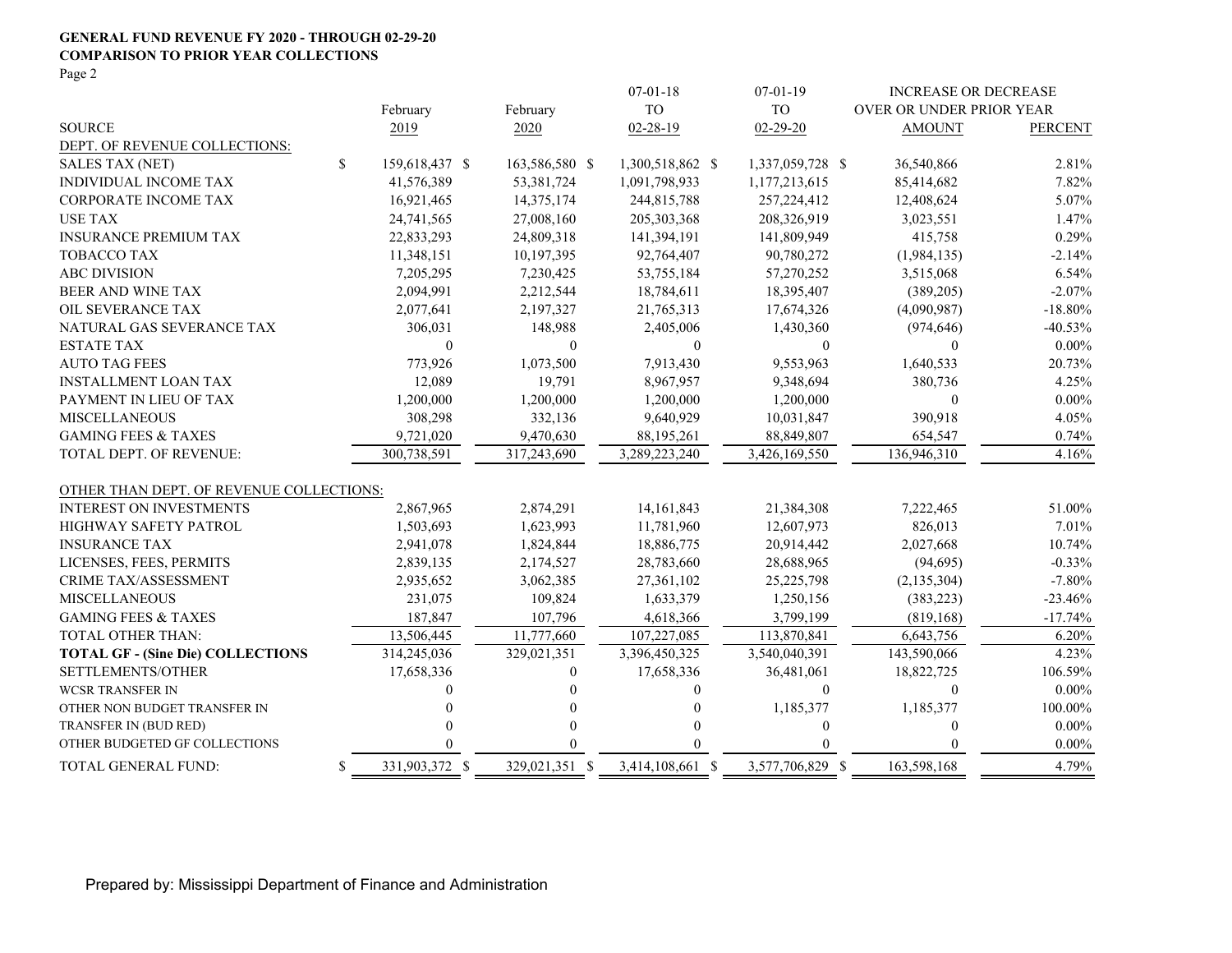**GENERAL FUND REVENUE FY 2020 - THROUGH 02-29-20**
**COMPARISON TO PRIOR YEAR COLLECTIONS**
Page 2

| SOURCE | February 2019 | February 2020 | 07-01-18 TO 02-28-19 | 07-01-19 TO 02-29-20 | INCREASE OR DECREASE OVER OR UNDER PRIOR YEAR AMOUNT | PERCENT |
|---|---|---|---|---|---|---|
| DEPT. OF REVENUE COLLECTIONS: | | | | | | |
| SALES TAX (NET) | $ 159,618,437 | $ 163,586,580 | $ 1,300,518,862 | $ 1,337,059,728 | $ 36,540,866 | 2.81% |
| INDIVIDUAL INCOME TAX | 41,576,389 | 53,381,724 | 1,091,798,933 | 1,177,213,615 | 85,414,682 | 7.82% |
| CORPORATE INCOME TAX | 16,921,465 | 14,375,174 | 244,815,788 | 257,224,412 | 12,408,624 | 5.07% |
| USE TAX | 24,741,565 | 27,008,160 | 205,303,368 | 208,326,919 | 3,023,551 | 1.47% |
| INSURANCE PREMIUM TAX | 22,833,293 | 24,809,318 | 141,394,191 | 141,809,949 | 415,758 | 0.29% |
| TOBACCO TAX | 11,348,151 | 10,197,395 | 92,764,407 | 90,780,272 | (1,984,135) | -2.14% |
| ABC DIVISION | 7,205,295 | 7,230,425 | 53,755,184 | 57,270,252 | 3,515,068 | 6.54% |
| BEER AND WINE TAX | 2,094,991 | 2,212,544 | 18,784,611 | 18,395,407 | (389,205) | -2.07% |
| OIL SEVERANCE TAX | 2,077,641 | 2,197,327 | 21,765,313 | 17,674,326 | (4,090,987) | -18.80% |
| NATURAL GAS SEVERANCE TAX | 306,031 | 148,988 | 2,405,006 | 1,430,360 | (974,646) | -40.53% |
| ESTATE TAX | 0 | 0 | 0 | 0 | 0 | 0.00% |
| AUTO TAG FEES | 773,926 | 1,073,500 | 7,913,430 | 9,553,963 | 1,640,533 | 20.73% |
| INSTALLMENT LOAN TAX | 12,089 | 19,791 | 8,967,957 | 9,348,694 | 380,736 | 4.25% |
| PAYMENT IN LIEU OF TAX | 1,200,000 | 1,200,000 | 1,200,000 | 1,200,000 | 0 | 0.00% |
| MISCELLANEOUS | 308,298 | 332,136 | 9,640,929 | 10,031,847 | 390,918 | 4.05% |
| GAMING FEES & TAXES | 9,721,020 | 9,470,630 | 88,195,261 | 88,849,807 | 654,547 | 0.74% |
| TOTAL DEPT. OF REVENUE: | 300,738,591 | 317,243,690 | 3,289,223,240 | 3,426,169,550 | 136,946,310 | 4.16% |
| OTHER THAN DEPT. OF REVENUE COLLECTIONS: | | | | | | |
| INTEREST ON INVESTMENTS | 2,867,965 | 2,874,291 | 14,161,843 | 21,384,308 | 7,222,465 | 51.00% |
| HIGHWAY SAFETY PATROL | 1,503,693 | 1,623,993 | 11,781,960 | 12,607,973 | 826,013 | 7.01% |
| INSURANCE TAX | 2,941,078 | 1,824,844 | 18,886,775 | 20,914,442 | 2,027,668 | 10.74% |
| LICENSES, FEES, PERMITS | 2,839,135 | 2,174,527 | 28,783,660 | 28,688,965 | (94,695) | -0.33% |
| CRIME TAX/ASSESSMENT | 2,935,652 | 3,062,385 | 27,361,102 | 25,225,798 | (2,135,304) | -7.80% |
| MISCELLANEOUS | 231,075 | 109,824 | 1,633,379 | 1,250,156 | (383,223) | -23.46% |
| GAMING FEES & TAXES | 187,847 | 107,796 | 4,618,366 | 3,799,199 | (819,168) | -17.74% |
| TOTAL OTHER THAN: | 13,506,445 | 11,777,660 | 107,227,085 | 113,870,841 | 6,643,756 | 6.20% |
| **TOTAL GF - (Sine Die) COLLECTIONS** | 314,245,036 | 329,021,351 | 3,396,450,325 | 3,540,040,391 | 143,590,066 | 4.23% |
| SETTLEMENTS/OTHER | 17,658,336 | 0 | 17,658,336 | 36,481,061 | 18,822,725 | 106.59% |
| WCSR TRANSFER IN | 0 | 0 | 0 | 0 | 0 | 0.00% |
| OTHER NON BUDGET TRANSFER IN | 0 | 0 | 0 | 1,185,377 | 1,185,377 | 100.00% |
| TRANSFER IN (BUD RED) | 0 | 0 | 0 | 0 | 0 | 0.00% |
| OTHER BUDGETED GF COLLECTIONS | 0 | 0 | 0 | 0 | 0 | 0.00% |
| TOTAL GENERAL FUND: | $ 331,903,372 | $ 329,021,351 | $ 3,414,108,661 | $ 3,577,706,829 | $ 163,598,168 | 4.79% |

Prepared by: Mississippi Department of Finance and Administration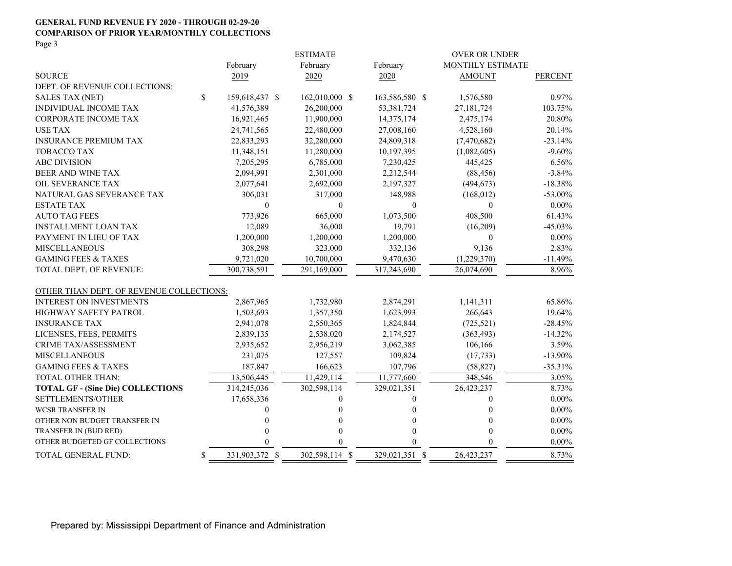**GENERAL FUND REVENUE FY 2020 - THROUGH 02-29-20**
**COMPARISON OF PRIOR YEAR/MONTHLY COLLECTIONS**
Page 3

| SOURCE | February 2019 | ESTIMATE February 2020 | February 2020 | OVER OR UNDER MONTHLY ESTIMATE AMOUNT | PERCENT |
|---|---|---|---|---|---|
| DEPT. OF REVENUE COLLECTIONS: | | | | | |
| SALES TAX (NET) | $ 159,618,437 | $ 162,010,000 | $ 163,586,580 | $ 1,576,580 | 0.97% |
| INDIVIDUAL INCOME TAX | 41,576,389 | 26,200,000 | 53,381,724 | 27,181,724 | 103.75% |
| CORPORATE INCOME TAX | 16,921,465 | 11,900,000 | 14,375,174 | 2,475,174 | 20.80% |
| USE TAX | 24,741,565 | 22,480,000 | 27,008,160 | 4,528,160 | 20.14% |
| INSURANCE PREMIUM TAX | 22,833,293 | 32,280,000 | 24,809,318 | (7,470,682) | -23.14% |
| TOBACCO TAX | 11,348,151 | 11,280,000 | 10,197,395 | (1,082,605) | -9.60% |
| ABC DIVISION | 7,205,295 | 6,785,000 | 7,230,425 | 445,425 | 6.56% |
| BEER AND WINE TAX | 2,094,991 | 2,301,000 | 2,212,544 | (88,456) | -3.84% |
| OIL SEVERANCE TAX | 2,077,641 | 2,692,000 | 2,197,327 | (494,673) | -18.38% |
| NATURAL GAS SEVERANCE TAX | 306,031 | 317,000 | 148,988 | (168,012) | -53.00% |
| ESTATE TAX | 0 | 0 | 0 | 0 | 0.00% |
| AUTO TAG FEES | 773,926 | 665,000 | 1,073,500 | 408,500 | 61.43% |
| INSTALLMENT LOAN TAX | 12,089 | 36,000 | 19,791 | (16,209) | -45.03% |
| PAYMENT IN LIEU OF TAX | 1,200,000 | 1,200,000 | 1,200,000 | 0 | 0.00% |
| MISCELLANEOUS | 308,298 | 323,000 | 332,136 | 9,136 | 2.83% |
| GAMING FEES & TAXES | 9,721,020 | 10,700,000 | 9,470,630 | (1,229,370) | -11.49% |
| TOTAL DEPT. OF REVENUE: | 300,738,591 | 291,169,000 | 317,243,690 | 26,074,690 | 8.96% |
| | | | | | |
| OTHER THAN DEPT. OF REVENUE COLLECTIONS: | | | | | |
| INTEREST ON INVESTMENTS | 2,867,965 | 1,732,980 | 2,874,291 | 1,141,311 | 65.86% |
| HIGHWAY SAFETY PATROL | 1,503,693 | 1,357,350 | 1,623,993 | 266,643 | 19.64% |
| INSURANCE TAX | 2,941,078 | 2,550,365 | 1,824,844 | (725,521) | -28.45% |
| LICENSES, FEES, PERMITS | 2,839,135 | 2,538,020 | 2,174,527 | (363,493) | -14.32% |
| CRIME TAX/ASSESSMENT | 2,935,652 | 2,956,219 | 3,062,385 | 106,166 | 3.59% |
| MISCELLANEOUS | 231,075 | 127,557 | 109,824 | (17,733) | -13.90% |
| GAMING FEES & TAXES | 187,847 | 166,623 | 107,796 | (58,827) | -35.31% |
| TOTAL OTHER THAN: | 13,506,445 | 11,429,114 | 11,777,660 | 348,546 | 3.05% |
| **TOTAL GF - (Sine Die) COLLECTIONS** | 314,245,036 | 302,598,114 | 329,021,351 | 26,423,237 | 8.73% |
| SETTLEMENTS/OTHER | 17,658,336 | 0 | 0 | 0 | 0.00% |
| WCSR TRANSFER IN | 0 | 0 | 0 | 0 | 0.00% |
| OTHER NON BUDGET TRANSFER IN | 0 | 0 | 0 | 0 | 0.00% |
| TRANSFER IN (BUD RED) | 0 | 0 | 0 | 0 | 0.00% |
| OTHER BUDGETED GF COLLECTIONS | 0 | 0 | 0 | 0 | 0.00% |
| TOTAL GENERAL FUND: | $ 331,903,372 | $ 302,598,114 | $ 329,021,351 | $ 26,423,237 | 8.73% |

Prepared by: Mississippi Department of Finance and Administration